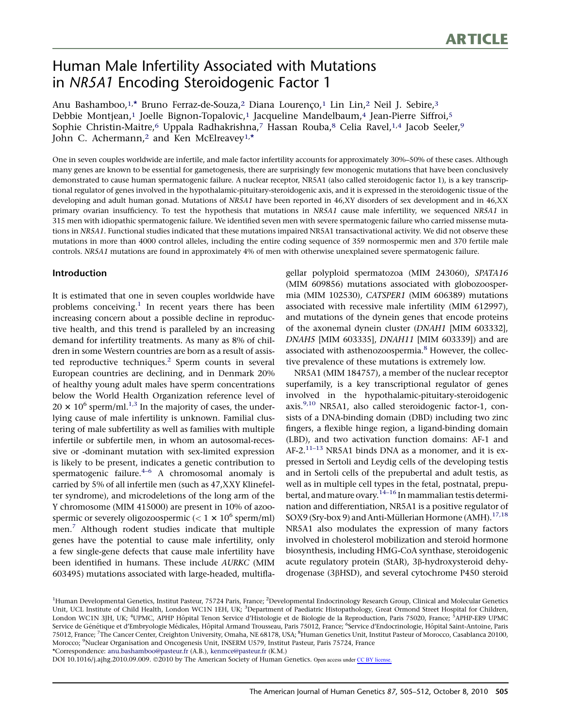# Human Male Infertility Associated with Mutations in *NR5A1* Encoding Steroidogenic Factor 1

Anu Bashamboo,[1,*] Bruno Ferraz-de-Souza,[2] Diana Lourenço,[1] Lin Lin,[2] Neil J. Sebire,[3] Debbie Montjean,[1] Joelle Bignon-Topalovic,[1] Jacqueline Mandelbaum,[4] Jean-Pierre Siffroi,[5] Sophie Christin-Maitre,[6] Uppala Radhakrishna,[7] Hassan Rouba,[8] Celia Ravel,[1,4] Jacob Seeler,[9] John C. Achermann,[2] and Ken McElreavey[1,*]

One in seven couples worldwide are infertile, and male factor infertility accounts for approximately 30%–50% of these cases. Although many genes are known to be essential for gametogenesis, there are surprisingly few monogenic mutations that have been conclusively demonstrated to cause human spermatogenic failure. A nuclear receptor, NR5A1 (also called steroidogenic factor 1), is a key transcriptional regulator of genes involved in the hypothalamic-pituitary-steroidogenic axis, and it is expressed in the steroidogenic tissue of the developing and adult human gonad. Mutations of *NR5A1* have been reported in 46,XY disorders of sex development and in 46,XX primary ovarian insufficiency. To test the hypothesis that mutations in *NR5A1* cause male infertility, we sequenced *NR5A1* in 315 men with idiopathic spermatogenic failure. We identified seven men with severe spermatogenic failure who carried missense mutations in *NR5A1*. Functional studies indicated that these mutations impaired NR5A1 transactivational activity. We did not observe these mutations in more than 4000 control alleles, including the entire coding sequence of 359 normospermic men and 370 fertile male controls. *NR5A1* mutations are found in approximately 4% of men with otherwise unexplained severe spermatogenic failure.

## Introduction

It is estimated that one in seven couples worldwide have problems conceiving.[1] In recent years there has been increasing concern about a possible decline in reproductive health, and this trend is paralleled by an increasing demand for infertility treatments. As many as 8% of children in some Western countries are born as a result of assisted reproductive techniques.[2] Sperm counts in several European countries are declining, and in Denmark 20% of healthy young adult males have sperm concentrations below the World Health Organization reference level of $20 \times 10^6$ sperm/ml.[1,3] In the majority of cases, the underlying cause of male infertility is unknown. Familial clustering of male subfertility as well as families with multiple infertile or subfertile men, in whom an autosomal-recessive or -dominant mutation with sex-limited expression is likely to be present, indicates a genetic contribution to spermatogenic failure.[4–6] A chromosomal anomaly is carried by 5% of all infertile men (such as 47,XXY Klinefelter syndrome), and microdeletions of the long arm of the Y chromosome (MIM 415000) are present in 10% of azoospermic or severely oligozoospermic ($< 1 \times 10^6$ sperm/ml) men.[7] Although rodent studies indicate that multiple genes have the potential to cause male infertility, only a few single-gene defects that cause male infertility have been identified in humans. These include *AURKC* (MIM 603495) mutations associated with large-headed, multiflagellar polyploid spermatozoa (MIM 243060), *SPATA16* (MIM 609856) mutations associated with globozoospermia (MIM 102530), *CATSPER1* (MIM 606389) mutations associated with recessive male infertility (MIM 612997), and mutations of the dynein genes that encode proteins of the axonemal dynein cluster (*DNAH1* [MIM 603332], *DNAH5* [MIM 603335], *DNAH11* [MIM 603339]) and are associated with asthenozoospermia.[8] However, the collective prevalence of these mutations is extremely low.

NR5A1 (MIM 184757), a member of the nuclear receptor superfamily, is a key transcriptional regulator of genes involved in the hypothalamic-pituitary-steroidogenic axis.[9,10] NR5A1, also called steroidogenic factor-1, consists of a DNA-binding domain (DBD) including two zinc fingers, a flexible hinge region, a ligand-binding domain (LBD), and two activation function domains: AF-1 and AF-2.[11–13] NR5A1 binds DNA as a monomer, and it is expressed in Sertoli and Leydig cells of the developing testis and in Sertoli cells of the prepubertal and adult testis, as well as in multiple cell types in the fetal, postnatal, prepubertal, and mature ovary.[14–16] In mammalian testis determination and differentiation, NR5A1 is a positive regulator of SOX9 (Sry-box 9) and Anti-Müllerian Hormone (AMH).[17,18] NR5A1 also modulates the expression of many factors involved in cholesterol mobilization and steroid hormone biosynthesis, including HMG-CoA synthase, steroidogenic acute regulatory protein (StAR), 3β-hydroxysteroid dehydrogenase (3βHSD), and several cytochrome P450 steroid

[1]Human Developmental Genetics, Institut Pasteur, 75724 Paris, France; [2]Developmental Endocrinology Research Group, Clinical and Molecular Genetics Unit, UCL Institute of Child Health, London WC1N 1EH, UK; [3]Department of Paediatric Histopathology, Great Ormond Street Hospital for Children, London WC1N 3JH, UK; [4]UPMC, APHP Hôpital Tenon Service d'Histologie et de Biologie de la Reproduction, Paris 75020, France; [5]APHP-ER9 UPMC Service de Génétique et d'Embryologie Médicales, Hôpital Armand Trousseau, Paris 75012, France; [6]Service d'Endocrinologie, Hôpital Saint-Antoine, Paris 75012, France; [7]The Cancer Center, Creighton University, Omaha, NE 68178, USA; [8]Human Genetics Unit, Institut Pasteur of Morocco, Casablanca 20100, Morocco; [9]Nuclear Organisation and Oncogenesis Unit, INSERM U579, Institut Pasteur, Paris 75724, France

*Correspondence: anu.bashamboo@pasteur.fr (A.B.), kenmce@pasteur.fr (K.M.)

DOI 10.1016/j.ajhg.2010.09.009. ©2010 by The American Society of Human Genetics. Open access under CC BY license.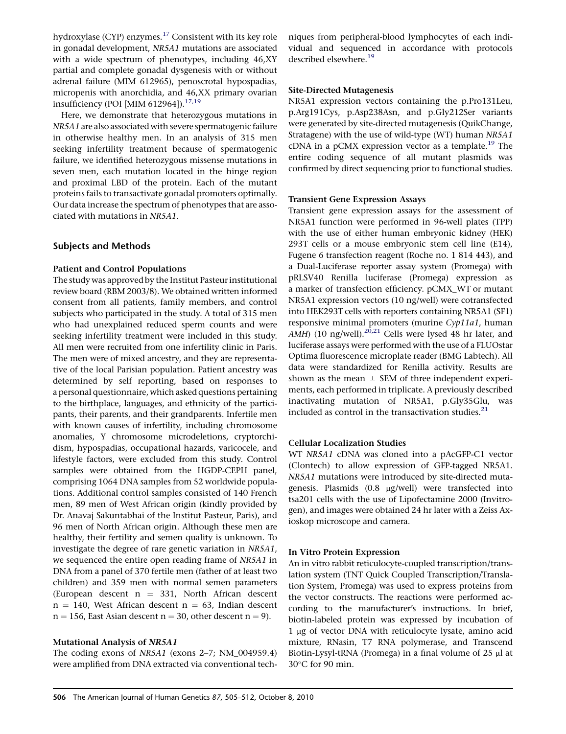hydroxylase (CYP) enzymes.[17] Consistent with its key role in gonadal development, *NR5A1* mutations are associated with a wide spectrum of phenotypes, including 46,XY partial and complete gonadal dysgenesis with or without adrenal failure (MIM 612965), penoscrotal hypospadias, micropenis with anorchidia, and 46,XX primary ovarian insufficiency (POI [MIM 612964]).[17,19]

Here, we demonstrate that heterozygous mutations in *NR5A1* are also associated with severe spermatogenic failure in otherwise healthy men. In an analysis of 315 men seeking infertility treatment because of spermatogenic failure, we identified heterozygous missense mutations in seven men, each mutation located in the hinge region and proximal LBD of the protein. Each of the mutant proteins fails to transactivate gonadal promoters optimally. Our data increase the spectrum of phenotypes that are associated with mutations in *NR5A1*.

## Subjects and Methods

### Patient and Control Populations

The study was approved by the Institut Pasteur institutional review board (RBM 2003/8). We obtained written informed consent from all patients, family members, and control subjects who participated in the study. A total of 315 men who had unexplained reduced sperm counts and were seeking infertility treatment were included in this study. All men were recruited from one infertility clinic in Paris. The men were of mixed ancestry, and they are representative of the local Parisian population. Patient ancestry was determined by self reporting, based on responses to a personal questionnaire, which asked questions pertaining to the birthplace, languages, and ethnicity of the participants, their parents, and their grandparents. Infertile men with known causes of infertility, including chromosome anomalies, Y chromosome microdeletions, cryptorchidism, hypospadias, occupational hazards, varicocele, and lifestyle factors, were excluded from this study. Control samples were obtained from the HGDP-CEPH panel, comprising 1064 DNA samples from 52 worldwide populations. Additional control samples consisted of 140 French men, 89 men of West African origin (kindly provided by Dr. Anavaj Sakuntabhai of the Institut Pasteur, Paris), and 96 men of North African origin. Although these men are healthy, their fertility and semen quality is unknown. To investigate the degree of rare genetic variation in *NR5A1*, we sequenced the entire open reading frame of *NR5A1* in DNA from a panel of 370 fertile men (father of at least two children) and 359 men with normal semen parameters (European descent n = 331, North African descent n = 140, West African descent n = 63, Indian descent n = 156, East Asian descent n = 30, other descent n = 9).

### Mutational Analysis of *NR5A1*

The coding exons of *NR5A1* (exons 2–7; NM_004959.4) were amplified from DNA extracted via conventional techniques from peripheral-blood lymphocytes of each individual and sequenced in accordance with protocols described elsewhere.[19]

### Site-Directed Mutagenesis

NR5A1 expression vectors containing the p.Pro131Leu, p.Arg191Cys, p.Asp238Asn, and p.Gly212Ser variants were generated by site-directed mutagenesis (QuikChange, Stratagene) with the use of wild-type (WT) human *NR5A1* cDNA in a pCMX expression vector as a template.[19] The entire coding sequence of all mutant plasmids was confirmed by direct sequencing prior to functional studies.

### Transient Gene Expression Assays

Transient gene expression assays for the assessment of NR5A1 function were performed in 96-well plates (TPP) with the use of either human embryonic kidney (HEK) 293T cells or a mouse embryonic stem cell line (E14), Fugene 6 transfection reagent (Roche no. 1 814 443), and a Dual-Luciferase reporter assay system (Promega) with pRLSV40 Renilla luciferase (Promega) expression as a marker of transfection efficiency. pCMX_WT or mutant NR5A1 expression vectors (10 ng/well) were cotransfected into HEK293T cells with reporters containing NR5A1 (SF1) responsive minimal promoters (murine *Cyp11a1*, human *AMH*) (10 ng/well).[20,21] Cells were lysed 48 hr later, and luciferase assays were performed with the use of a FLUOstar Optima fluorescence microplate reader (BMG Labtech). All data were standardized for Renilla activity. Results are shown as the mean ± SEM of three independent experiments, each performed in triplicate. A previously described inactivating mutation of NR5A1, p.Gly35Glu, was included as control in the transactivation studies.[21]

### Cellular Localization Studies

WT *NR5A1* cDNA was cloned into a pAcGFP-C1 vector (Clontech) to allow expression of GFP-tagged NR5A1. *NR5A1* mutations were introduced by site-directed mutagenesis. Plasmids (0.8 μg/well) were transfected into tsa201 cells with the use of Lipofectamine 2000 (Invitrogen), and images were obtained 24 hr later with a Zeiss Axioskop microscope and camera.

### In Vitro Protein Expression

An in vitro rabbit reticulocyte-coupled transcription/translation system (TNT Quick Coupled Transcription/Translation System, Promega) was used to express proteins from the vector constructs. The reactions were performed according to the manufacturer's instructions. In brief, biotin-labeled protein was expressed by incubation of 1 μg of vector DNA with reticulocyte lysate, amino acid mixture, RNasin, T7 RNA polymerase, and Transcend Biotin-Lysyl-tRNA (Promega) in a final volume of 25 μl at 30°C for 90 min.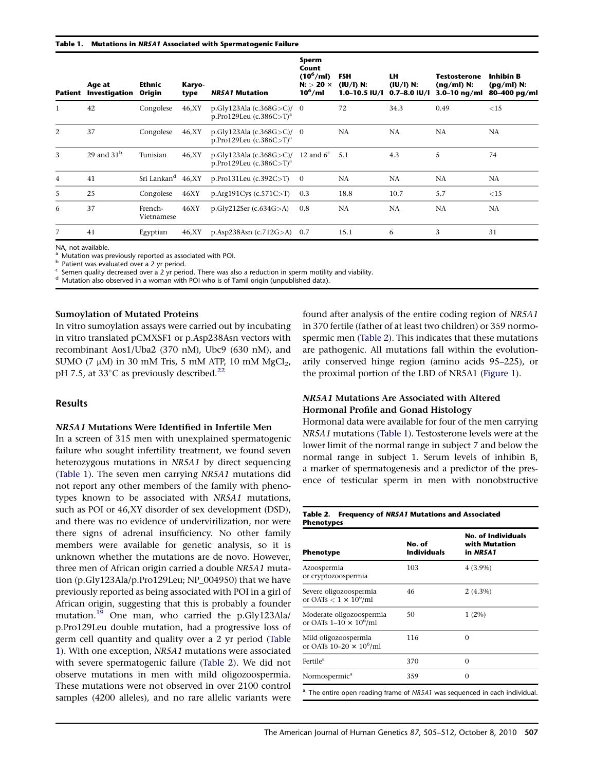**Table 1. Mutations in *NR5A1* Associated with Spermatogenic Failure**

| Patient | Age at Investigation | Ethnic Origin | Karyo-type | *NR5A1* Mutation | Sperm Count ($10^6$/ml) N: > 20 × $10^6$/ml | FSH (IU/l) N: 1.0–10.5 IU/l | LH (IU/l) N: 0.7–8.0 IU/l | Testosterone (ng/ml) N: 3.0–10 ng/ml | Inhibin B (pg/ml) N: 80–400 pg/ml |
|---|---|---|---|---|---|---|---|---|---|
| 1 | 42 | Congolese | 46,XY | p.Gly123Ala (c.368G>C)/ p.Pro129Leu (c.386C>T)[a] | 0 | 72 | 34.3 | 0.49 | <15 |
| 2 | 37 | Congolese | 46,XY | p.Gly123Ala (c.368G>C)/ p.Pro129Leu (c.386C>T)[a] | 0 | NA | NA | NA | NA |
| 3 | 29 and 31[b] | Tunisian | 46,XY | p.Gly123Ala (c.368G>C)/ p.Pro129Leu (c.386C>T)[a] | 12 and 6[c] | 5.1 | 4.3 | 5 | 74 |
| 4 | 41 | Sri Lankan[d] | 46,XY | p.Pro131Leu (c.392C>T) | 0 | NA | NA | NA | NA |
| 5 | 25 | Congolese | 46XY | p.Arg191Cys (c.571C>T) | 0.3 | 18.8 | 10.7 | 5.7 | <15 |
| 6 | 37 | French-Vietnamese | 46XY | p.Gly212Ser (c.634G>A) | 0.8 | NA | NA | NA | NA |
| 7 | 41 | Egyptian | 46,XY | p.Asp238Asn (c.712G>A) | 0.7 | 15.1 | 6 | 3 | 31 |

NA, not available.
[a] Mutation was previously reported as associated with POI.
[b] Patient was evaluated over a 2 yr period.
[c] Semen quality decreased over a 2 yr period. There was also a reduction in sperm motility and viability.
[d] Mutation also observed in a woman with POI who is of Tamil origin (unpublished data).

### Sumoylation of Mutated Proteins

In vitro sumoylation assays were carried out by incubating in vitro translated pCMXSF1 or p.Asp238Asn vectors with recombinant Aos1/Uba2 (370 nM), Ubc9 (630 nM), and SUMO (7 μM) in 30 mM Tris, 5 mM ATP, 10 mM $MgCl_2$, pH 7.5, at 33°C as previously described.[22]

## Results

### *NR5A1* Mutations Were Identified in Infertile Men

In a screen of 315 men with unexplained spermatogenic failure who sought infertility treatment, we found seven heterozygous mutations in *NR5A1* by direct sequencing (Table 1). The seven men carrying *NR5A1* mutations did not report any other members of the family with phenotypes known to be associated with *NR5A1* mutations, such as POI or 46,XY disorder of sex development (DSD), and there was no evidence of undervirilization, nor were there signs of adrenal insufficiency. No other family members were available for genetic analysis, so it is unknown whether the mutations are de novo. However, three men of African origin carried a double *NR5A1* mutation (p.Gly123Ala/p.Pro129Leu; NP_004950) that we have previously reported as being associated with POI in a girl of African origin, suggesting that this is probably a founder mutation.[19] One man, who carried the p.Gly123Ala/p.Pro129Leu double mutation, had a progressive loss of germ cell quantity and quality over a 2 yr period (Table 1). With one exception, *NR5A1* mutations were associated with severe spermatogenic failure (Table 2). We did not observe mutations in men with mild oligozoospermia. These mutations were not observed in over 2100 control samples (4200 alleles), and no rare allelic variants were found after analysis of the entire coding region of *NR5A1* in 370 fertile (father of at least two children) or 359 normospermic men (Table 2). This indicates that these mutations are pathogenic. All mutations fall within the evolutionarily conserved hinge region (amino acids 95–225), or the proximal portion of the LBD of NR5A1 (Figure 1).

### *NR5A1* Mutations Are Associated with Altered Hormonal Profile and Gonad Histology

Hormonal data were available for four of the men carrying *NR5A1* mutations (Table 1). Testosterone levels were at the lower limit of the normal range in subject 7 and below the normal range in subject 1. Serum levels of inhibin B, a marker of spermatogenesis and a predictor of the presence of testicular sperm in men with nonobstructive

**Table 2. Frequency of *NR5A1* Mutations and Associated Phenotypes**

| Phenotype | No. of Individuals | No. of Individuals with Mutation in *NR5A1* |
|---|---|---|
| Azoospermia or cryptozoospermia | 103 | 4 (3.9%) |
| Severe oligozoospermia or OATs < 1 × $10^6$/ml | 46 | 2 (4.3%) |
| Moderate oligozoospermia or OATs 1–10 × $10^6$/ml | 50 | 1 (2%) |
| Mild oligozoospermia or OATs 10–20 × $10^6$/ml | 116 | 0 |
| Fertile[a] | 370 | 0 |
| Normospermic[a] | 359 | 0 |

[a] The entire open reading frame of *NR5A1* was sequenced in each individual.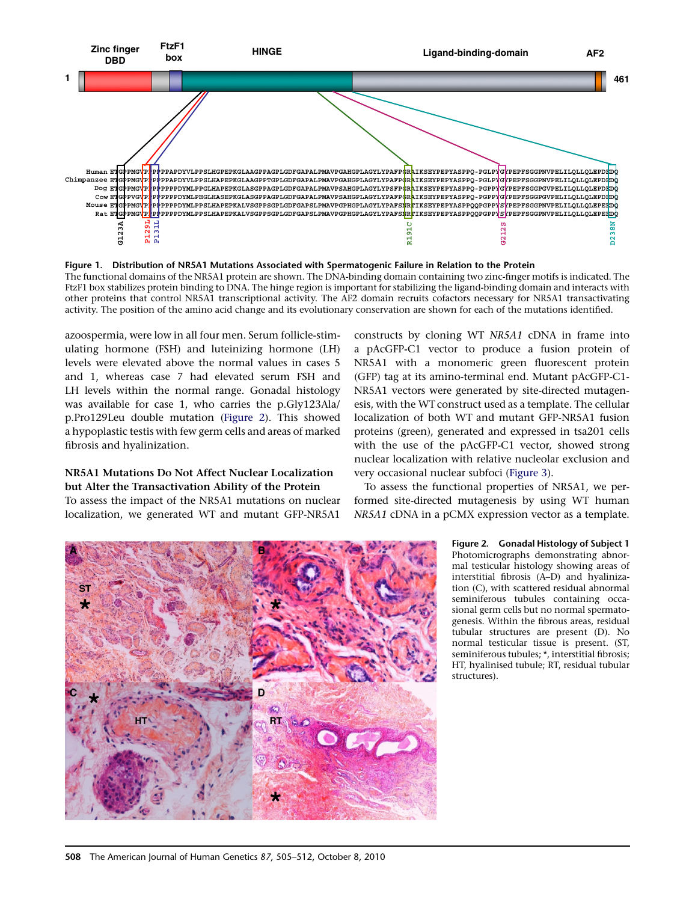**Figure 1. Distribution of NR5A1 Mutations Associated with Spermatogenic Failure in Relation to the Protein**
The functional domains of the NR5A1 protein are shown. The DNA-binding domain containing two zinc-finger motifs is indicated. The FtzF1 box stabilizes protein binding to DNA. The hinge region is important for stabilizing the ligand-binding domain and interacts with other proteins that control NR5A1 transcriptional activity. The AF2 domain recruits cofactors necessary for NR5A1 transactivating activity. The position of the amino acid change and its evolutionary conservation are shown for each of the mutations identified.

azoospermia, were low in all four men. Serum follicle-stimulating hormone (FSH) and luteinizing hormone (LH) levels were elevated above the normal values in cases 5 and 1, whereas case 7 had elevated serum FSH and LH levels within the normal range. Gonadal histology was available for case 1, who carries the p.Gly123Ala/p.Pro129Leu double mutation (Figure 2). This showed a hypoplastic testis with few germ cells and areas of marked fibrosis and hyalinization.

### NR5A1 Mutations Do Not Affect Nuclear Localization but Alter the Transactivation Ability of the Protein

To assess the impact of the NR5A1 mutations on nuclear localization, we generated WT and mutant GFP-NR5A1 constructs by cloning WT *NR5A1* cDNA in frame into a pAcGFP-C1 vector to produce a fusion protein of NR5A1 with a monomeric green fluorescent protein (GFP) tag at its amino-terminal end. Mutant pAcGFP-C1-NR5A1 vectors were generated by site-directed mutagenesis, with the WT construct used as a template. The cellular localization of both WT and mutant GFP-NR5A1 fusion proteins (green), generated and expressed in tsa201 cells with the use of the pAcGFP-C1 vector, showed strong nuclear localization with relative nucleolar exclusion and very occasional nuclear subfoci (Figure 3).

To assess the functional properties of NR5A1, we performed site-directed mutagenesis by using WT human *NR5A1* cDNA in a pCMX expression vector as a template.

**Figure 2. Gonadal Histology of Subject 1**
Photomicrographs demonstrating abnormal testicular histology showing areas of interstitial fibrosis (A–D) and hyalinization (C), with scattered residual abnormal seminiferous tubules containing occasional germ cells but no normal spermatogenesis. Within the fibrous areas, residual tubular structures are present (D). No normal testicular tissue is present. (ST, seminiferous tubules; *, interstitial fibrosis; HT, hyalinised tubule; RT, residual tubular structures).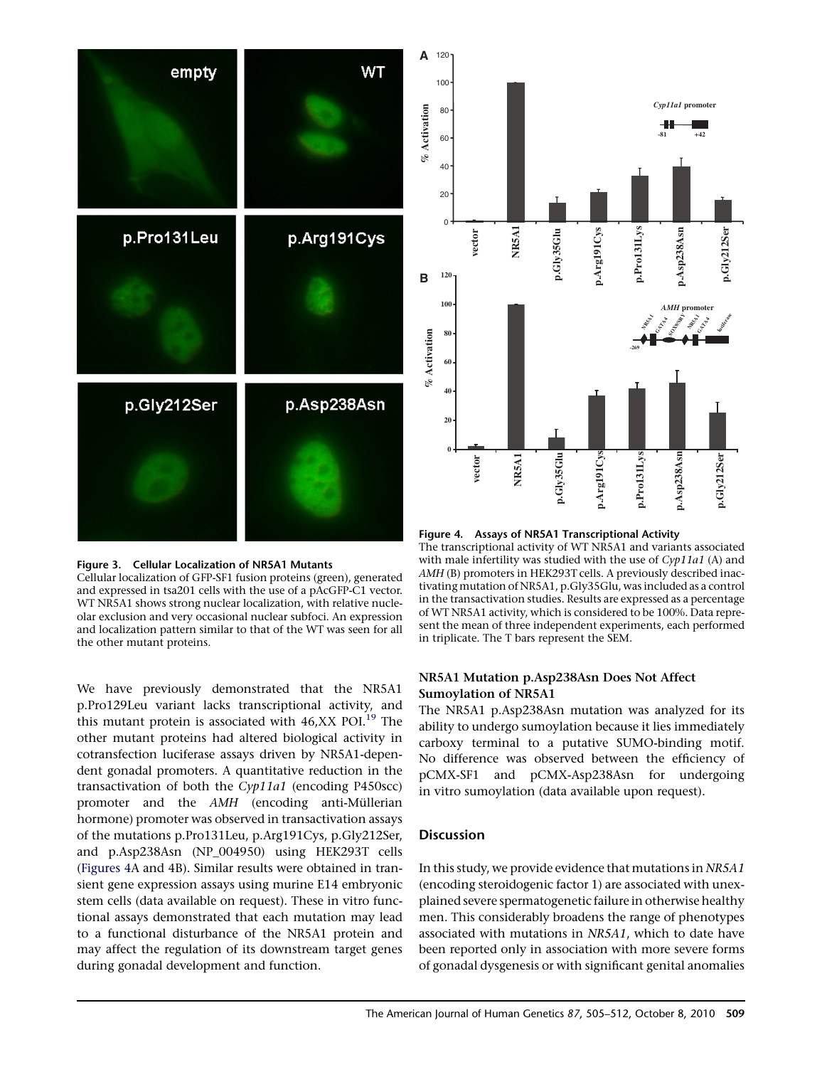Figure 3. Cellular Localization of NR5A1 Mutants

Cellular localization of GFP-SF1 fusion proteins (green), generated and expressed in tsa201 cells with the use of a pAcGFP-C1 vector. WT NR5A1 shows strong nuclear localization, with relative nucleolar exclusion and very occasional nuclear subfoci. An expression and localization pattern similar to that of the WT was seen for all the other mutant proteins.

Figure 4. Assays of NR5A1 Transcriptional Activity

The transcriptional activity of WT NR5A1 and variants associated with male infertility was studied with the use of *Cyp11a1* (A) and *AMH* (B) promoters in HEK293T cells. A previously described inactivating mutation of NR5A1, p.Gly35Glu, was included as a control in the transactivation studies. Results are expressed as a percentage of WT NR5A1 activity, which is considered to be 100%. Data represent the mean of three independent experiments, each performed in triplicate. The T bars represent the SEM.

We have previously demonstrated that the NR5A1 p.Pro129Leu variant lacks transcriptional activity, and this mutant protein is associated with 46,XX POI.[19] The other mutant proteins had altered biological activity in cotransfection luciferase assays driven by NR5A1-dependent gonadal promoters. A quantitative reduction in the transactivation of both the *Cyp11a1* (encoding P450scc) promoter and the *AMH* (encoding anti-Müllerian hormone) promoter was observed in transactivation assays of the mutations p.Pro131Leu, p.Arg191Cys, p.Gly212Ser, and p.Asp238Asn (NP_004950) using HEK293T cells (Figures 4A and 4B). Similar results were obtained in transient gene expression assays using murine E14 embryonic stem cells (data available on request). These in vitro functional assays demonstrated that each mutation may lead to a functional disturbance of the NR5A1 protein and may affect the regulation of its downstream target genes during gonadal development and function.

### NR5A1 Mutation p.Asp238Asn Does Not Affect Sumoylation of NR5A1

The NR5A1 p.Asp238Asn mutation was analyzed for its ability to undergo sumoylation because it lies immediately carboxy terminal to a putative SUMO-binding motif. No difference was observed between the efficiency of pCMX-SF1 and pCMX-Asp238Asn for undergoing in vitro sumoylation (data available upon request).

## Discussion

In this study, we provide evidence that mutations in *NR5A1* (encoding steroidogenic factor 1) are associated with unexplained severe spermatogenetic failure in otherwise healthy men. This considerably broadens the range of phenotypes associated with mutations in *NR5A1*, which to date have been reported only in association with more severe forms of gonadal dysgenesis or with significant genital anomalies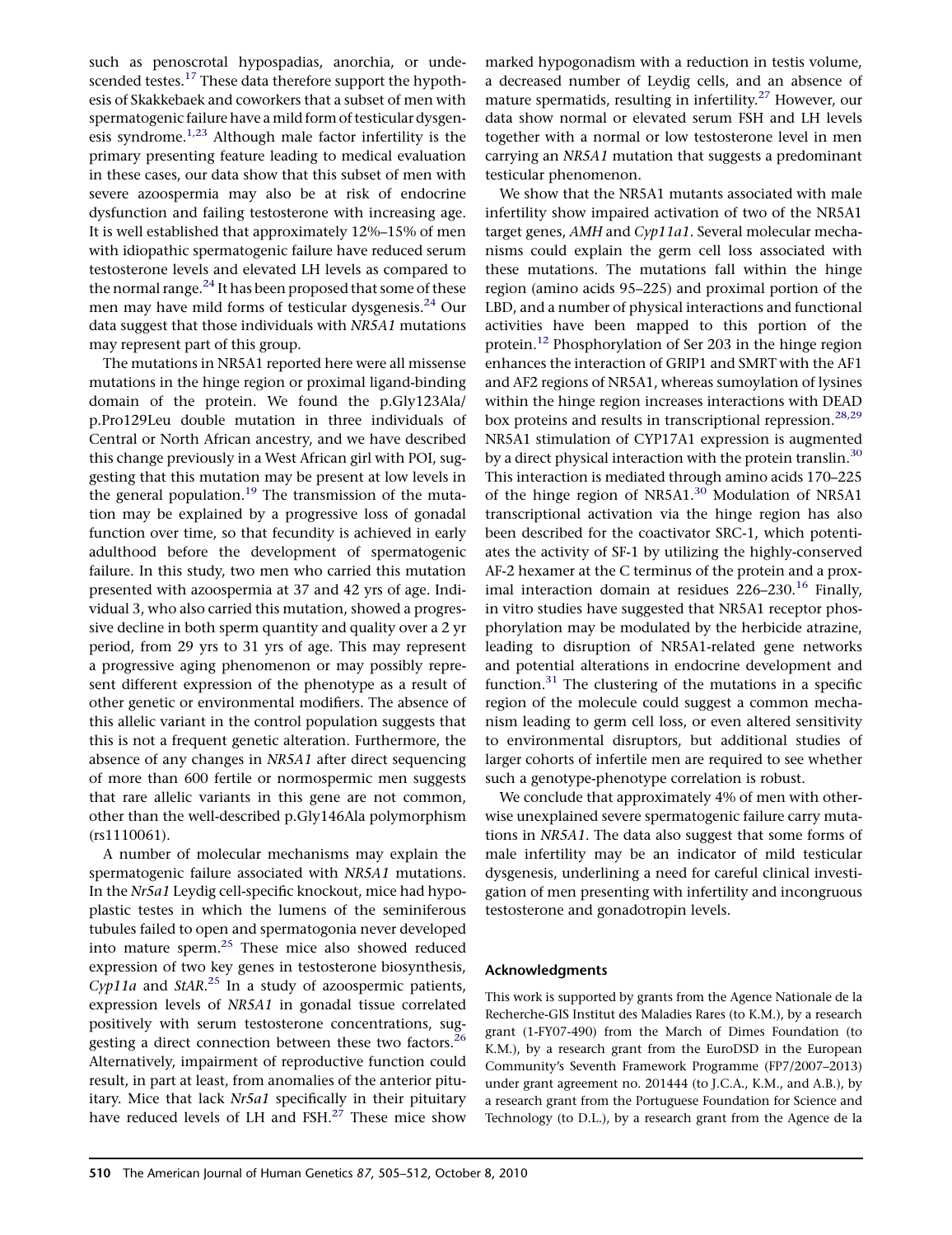such as penoscrotal hypospadias, anorchia, or undescended testes.[17] These data therefore support the hypothesis of Skakkebaek and coworkers that a subset of men with spermatogenic failure have a mild form of testicular dysgenesis syndrome.[1,23] Although male factor infertility is the primary presenting feature leading to medical evaluation in these cases, our data show that this subset of men with severe azoospermia may also be at risk of endocrine dysfunction and failing testosterone with increasing age. It is well established that approximately 12%–15% of men with idiopathic spermatogenic failure have reduced serum testosterone levels and elevated LH levels as compared to the normal range.[24] It has been proposed that some of these men may have mild forms of testicular dysgenesis.[24] Our data suggest that those individuals with *NR5A1* mutations may represent part of this group.

The mutations in NR5A1 reported here were all missense mutations in the hinge region or proximal ligand-binding domain of the protein. We found the p.Gly123Ala/p.Pro129Leu double mutation in three individuals of Central or North African ancestry, and we have described this change previously in a West African girl with POI, suggesting that this mutation may be present at low levels in the general population.[19] The transmission of the mutation may be explained by a progressive loss of gonadal function over time, so that fecundity is achieved in early adulthood before the development of spermatogenic failure. In this study, two men who carried this mutation presented with azoospermia at 37 and 42 yrs of age. Individual 3, who also carried this mutation, showed a progressive decline in both sperm quantity and quality over a 2 yr period, from 29 yrs to 31 yrs of age. This may represent a progressive aging phenomenon or may possibly represent different expression of the phenotype as a result of other genetic or environmental modifiers. The absence of this allelic variant in the control population suggests that this is not a frequent genetic alteration. Furthermore, the absence of any changes in *NR5A1* after direct sequencing of more than 600 fertile or normospermic men suggests that rare allelic variants in this gene are not common, other than the well-described p.Gly146Ala polymorphism (rs1110061).

A number of molecular mechanisms may explain the spermatogenic failure associated with *NR5A1* mutations. In the *Nr5a1* Leydig cell-specific knockout, mice had hypoplastic testes in which the lumens of the seminiferous tubules failed to open and spermatogonia never developed into mature sperm.[25] These mice also showed reduced expression of two key genes in testosterone biosynthesis, *Cyp11a* and *StAR*.[25] In a study of azoospermic patients, expression levels of *NR5A1* in gonadal tissue correlated positively with serum testosterone concentrations, suggesting a direct connection between these two factors.[26] Alternatively, impairment of reproductive function could result, in part at least, from anomalies of the anterior pituitary. Mice that lack *Nr5a1* specifically in their pituitary have reduced levels of LH and FSH.[27] These mice show marked hypogonadism with a reduction in testis volume, a decreased number of Leydig cells, and an absence of mature spermatids, resulting in infertility.[27] However, our data show normal or elevated serum FSH and LH levels together with a normal or low testosterone level in men carrying an *NR5A1* mutation that suggests a predominant testicular phenomenon.

We show that the NR5A1 mutants associated with male infertility show impaired activation of two of the NR5A1 target genes, *AMH* and *Cyp11a1*. Several molecular mechanisms could explain the germ cell loss associated with these mutations. The mutations fall within the hinge region (amino acids 95–225) and proximal portion of the LBD, and a number of physical interactions and functional activities have been mapped to this portion of the protein.[12] Phosphorylation of Ser 203 in the hinge region enhances the interaction of GRIP1 and SMRT with the AF1 and AF2 regions of NR5A1, whereas sumoylation of lysines within the hinge region increases interactions with DEAD box proteins and results in transcriptional repression.[28,29] NR5A1 stimulation of CYP17A1 expression is augmented by a direct physical interaction with the protein translin.[30] This interaction is mediated through amino acids 170–225 of the hinge region of NR5A1.[30] Modulation of NR5A1 transcriptional activation via the hinge region has also been described for the coactivator SRC-1, which potentiates the activity of SF-1 by utilizing the highly-conserved AF-2 hexamer at the C terminus of the protein and a proximal interaction domain at residues 226–230.[16] Finally, in vitro studies have suggested that NR5A1 receptor phosphorylation may be modulated by the herbicide atrazine, leading to disruption of NR5A1-related gene networks and potential alterations in endocrine development and function.[31] The clustering of the mutations in a specific region of the molecule could suggest a common mechanism leading to germ cell loss, or even altered sensitivity to environmental disruptors, but additional studies of larger cohorts of infertile men are required to see whether such a genotype-phenotype correlation is robust.

We conclude that approximately 4% of men with otherwise unexplained severe spermatogenic failure carry mutations in *NR5A1*. The data also suggest that some forms of male infertility may be an indicator of mild testicular dysgenesis, underlining a need for careful clinical investigation of men presenting with infertility and incongruous testosterone and gonadotropin levels.

## Acknowledgments

This work is supported by grants from the Agence Nationale de la Recherche-GIS Institut des Maladies Rares (to K.M.), by a research grant (1-FY07-490) from the March of Dimes Foundation (to K.M.), by a research grant from the EuroDSD in the European Community's Seventh Framework Programme (FP7/2007–2013) under grant agreement no. 201444 (to J.C.A., K.M., and A.B.), by a research grant from the Portuguese Foundation for Science and Technology (to D.L.), by a research grant from the Agence de la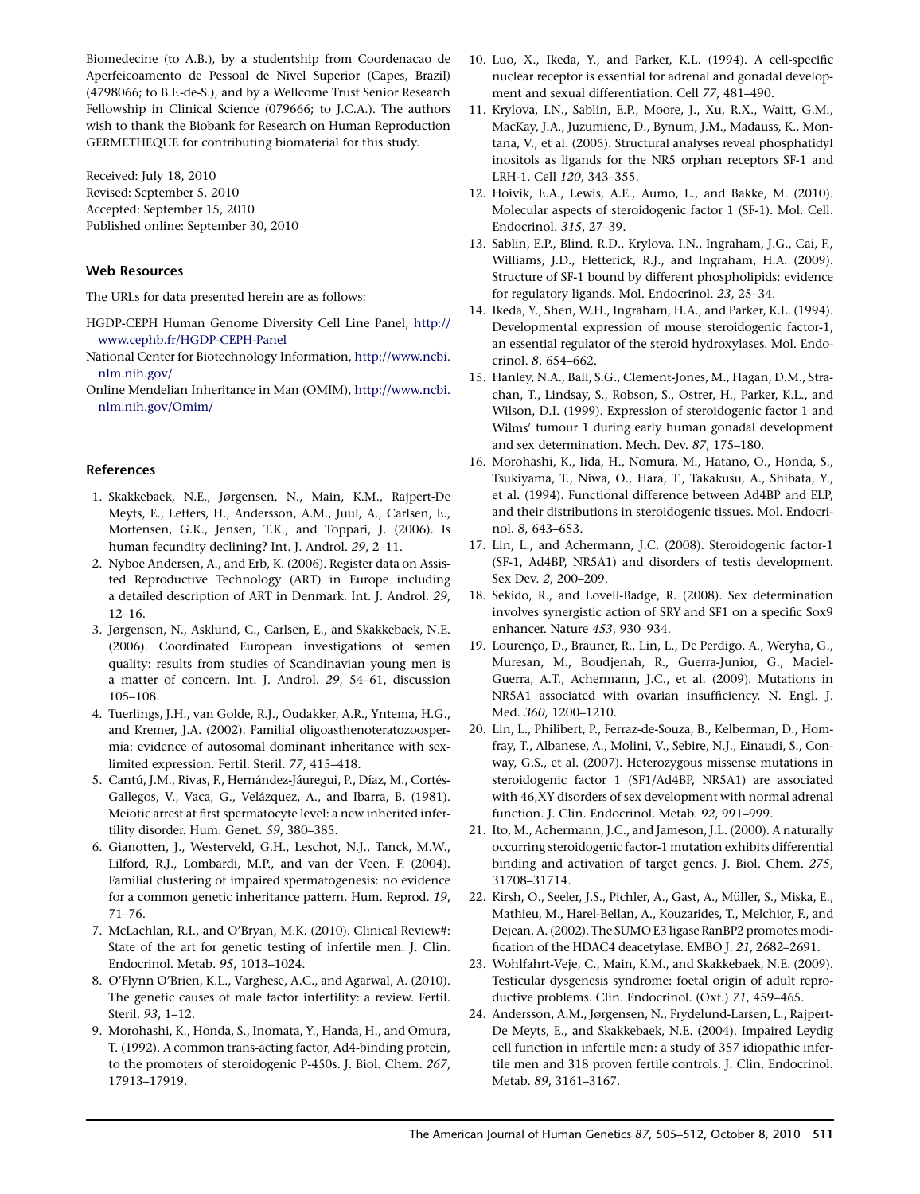Biomedecine (to A.B.), by a studentship from Coordenacao de Aperfeicoamento de Pessoal de Nivel Superior (Capes, Brazil) (4798066; to B.F.-de-S.), and by a Wellcome Trust Senior Research Fellowship in Clinical Science (079666; to J.C.A.). The authors wish to thank the Biobank for Research on Human Reproduction GERMETHEQUE for contributing biomaterial for this study.

Received: July 18, 2010
Revised: September 5, 2010
Accepted: September 15, 2010
Published online: September 30, 2010

## Web Resources

The URLs for data presented herein are as follows:

HGDP-CEPH Human Genome Diversity Cell Line Panel, http://www.cephb.fr/HGDP-CEPH-Panel

National Center for Biotechnology Information, http://www.ncbi.nlm.nih.gov/

Online Mendelian Inheritance in Man (OMIM), http://www.ncbi.nlm.nih.gov/Omim/

## References

1. Skakkebaek, N.E., Jørgensen, N., Main, K.M., Rajpert-De Meyts, E., Leffers, H., Andersson, A.M., Juul, A., Carlsen, E., Mortensen, G.K., Jensen, T.K., and Toppari, J. (2006). Is human fecundity declining? Int. J. Androl. *29*, 2–11.
2. Nyboe Andersen, A., and Erb, K. (2006). Register data on Assisted Reproductive Technology (ART) in Europe including a detailed description of ART in Denmark. Int. J. Androl. *29*, 12–16.
3. Jørgensen, N., Asklund, C., Carlsen, E., and Skakkebaek, N.E. (2006). Coordinated European investigations of semen quality: results from studies of Scandinavian young men is a matter of concern. Int. J. Androl. *29*, 54–61, discussion 105–108.
4. Tuerlings, J.H., van Golde, R.J., Oudakker, A.R., Yntema, H.G., and Kremer, J.A. (2002). Familial oligoasthenoteratozoospermia: evidence of autosomal dominant inheritance with sex-limited expression. Fertil. Steril. *77*, 415–418.
5. Cantú, J.M., Rivas, F., Hernández-Jáuregui, P., Díaz, M., Cortés-Gallegos, V., Vaca, G., Velázquez, A., and Ibarra, B. (1981). Meiotic arrest at first spermatocyte level: a new inherited infertility disorder. Hum. Genet. *59*, 380–385.
6. Gianotten, J., Westerveld, G.H., Leschot, N.J., Tanck, M.W., Lilford, R.J., Lombardi, M.P., and van der Veen, F. (2004). Familial clustering of impaired spermatogenesis: no evidence for a common genetic inheritance pattern. Hum. Reprod. *19*, 71–76.
7. McLachlan, R.I., and O'Bryan, M.K. (2010). Clinical Review#: State of the art for genetic testing of infertile men. J. Clin. Endocrinol. Metab. *95*, 1013–1024.
8. O'Flynn O'Brien, K.L., Varghese, A.C., and Agarwal, A. (2010). The genetic causes of male factor infertility: a review. Fertil. Steril. *93*, 1–12.
9. Morohashi, K., Honda, S., Inomata, Y., Handa, H., and Omura, T. (1992). A common trans-acting factor, Ad4-binding protein, to the promoters of steroidogenic P-450s. J. Biol. Chem. *267*, 17913–17919.
10. Luo, X., Ikeda, Y., and Parker, K.L. (1994). A cell-specific nuclear receptor is essential for adrenal and gonadal development and sexual differentiation. Cell *77*, 481–490.
11. Krylova, I.N., Sablin, E.P., Moore, J., Xu, R.X., Waitt, G.M., MacKay, J.A., Juzumiene, D., Bynum, J.M., Madauss, K., Montana, V., et al. (2005). Structural analyses reveal phosphatidyl inositols as ligands for the NR5 orphan receptors SF-1 and LRH-1. Cell *120*, 343–355.
12. Hoivik, E.A., Lewis, A.E., Aumo, L., and Bakke, M. (2010). Molecular aspects of steroidogenic factor 1 (SF-1). Mol. Cell. Endocrinol. *315*, 27–39.
13. Sablin, E.P., Blind, R.D., Krylova, I.N., Ingraham, J.G., Cai, F., Williams, J.D., Fletterick, R.J., and Ingraham, H.A. (2009). Structure of SF-1 bound by different phospholipids: evidence for regulatory ligands. Mol. Endocrinol. *23*, 25–34.
14. Ikeda, Y., Shen, W.H., Ingraham, H.A., and Parker, K.L. (1994). Developmental expression of mouse steroidogenic factor-1, an essential regulator of the steroid hydroxylases. Mol. Endocrinol. *8*, 654–662.
15. Hanley, N.A., Ball, S.G., Clement-Jones, M., Hagan, D.M., Strachan, T., Lindsay, S., Robson, S., Ostrer, H., Parker, K.L., and Wilson, D.I. (1999). Expression of steroidogenic factor 1 and Wilms' tumour 1 during early human gonadal development and sex determination. Mech. Dev. *87*, 175–180.
16. Morohashi, K., Iida, H., Nomura, M., Hatano, O., Honda, S., Tsukiyama, T., Niwa, O., Hara, T., Takakusu, A., Shibata, Y., et al. (1994). Functional difference between Ad4BP and ELP, and their distributions in steroidogenic tissues. Mol. Endocrinol. *8*, 643–653.
17. Lin, L., and Achermann, J.C. (2008). Steroidogenic factor-1 (SF-1, Ad4BP, NR5A1) and disorders of testis development. Sex Dev. *2*, 200–209.
18. Sekido, R., and Lovell-Badge, R. (2008). Sex determination involves synergistic action of SRY and SF1 on a specific Sox9 enhancer. Nature *453*, 930–934.
19. Lourenço, D., Brauner, R., Lin, L., De Perdigo, A., Weryha, G., Muresan, M., Boudjenah, R., Guerra-Junior, G., Maciel-Guerra, A.T., Achermann, J.C., et al. (2009). Mutations in NR5A1 associated with ovarian insufficiency. N. Engl. J. Med. *360*, 1200–1210.
20. Lin, L., Philibert, P., Ferraz-de-Souza, B., Kelberman, D., Homfray, T., Albanese, A., Molini, V., Sebire, N.J., Einaudi, S., Conway, G.S., et al. (2007). Heterozygous missense mutations in steroidogenic factor 1 (SF1/Ad4BP, NR5A1) are associated with 46,XY disorders of sex development with normal adrenal function. J. Clin. Endocrinol. Metab. *92*, 991–999.
21. Ito, M., Achermann, J.C., and Jameson, J.L. (2000). A naturally occurring steroidogenic factor-1 mutation exhibits differential binding and activation of target genes. J. Biol. Chem. *275*, 31708–31714.
22. Kirsh, O., Seeler, J.S., Pichler, A., Gast, A., Müller, S., Miska, E., Mathieu, M., Harel-Bellan, A., Kouzarides, T., Melchior, F., and Dejean, A. (2002). The SUMO E3 ligase RanBP2 promotes modification of the HDAC4 deacetylase. EMBO J. *21*, 2682–2691.
23. Wohlfahrt-Veje, C., Main, K.M., and Skakkebaek, N.E. (2009). Testicular dysgenesis syndrome: foetal origin of adult reproductive problems. Clin. Endocrinol. (Oxf.) *71*, 459–465.
24. Andersson, A.M., Jørgensen, N., Frydelund-Larsen, L., Rajpert-De Meyts, E., and Skakkebaek, N.E. (2004). Impaired Leydig cell function in infertile men: a study of 357 idiopathic infertile men and 318 proven fertile controls. J. Clin. Endocrinol. Metab. *89*, 3161–3167.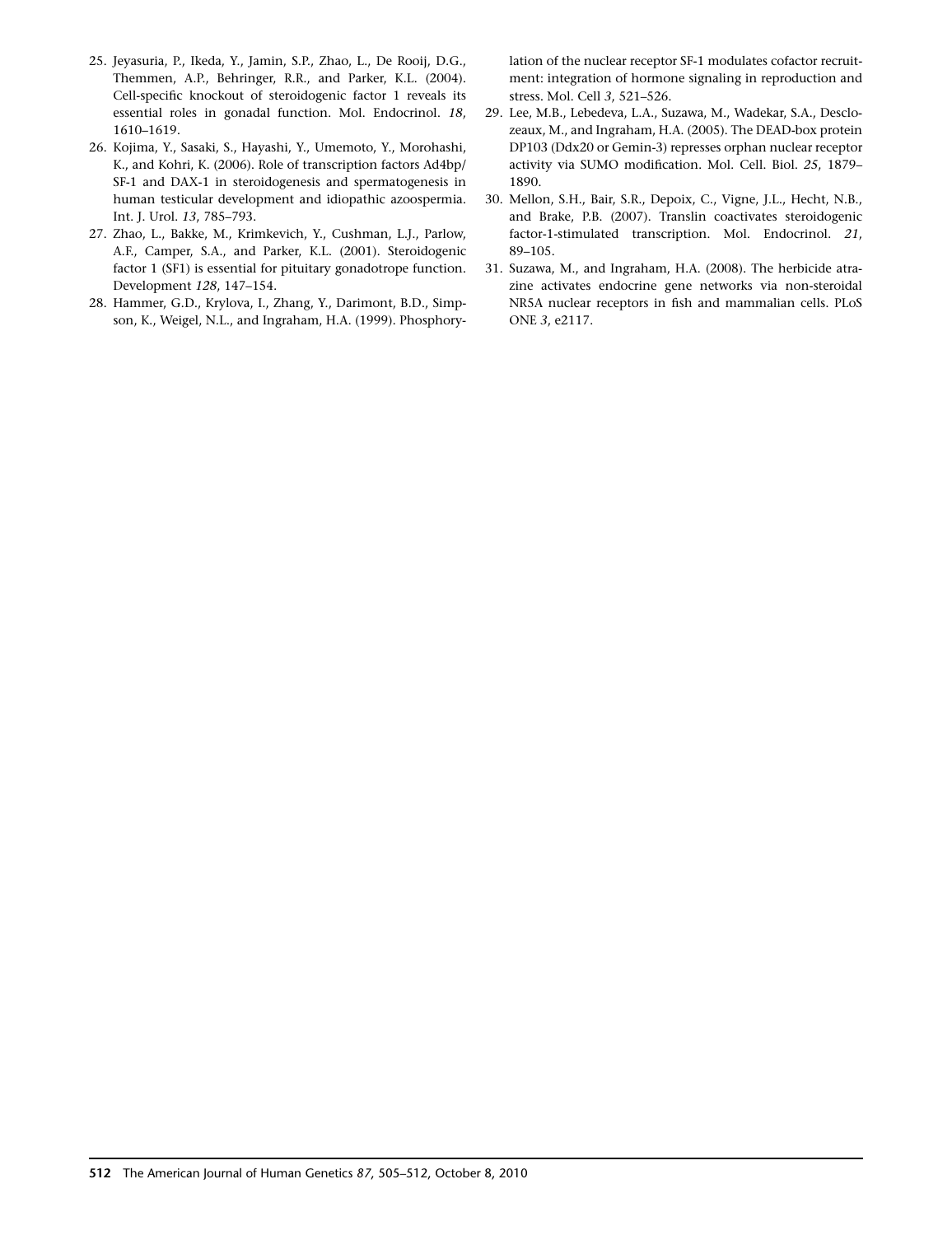25. Jeyasuria, P., Ikeda, Y., Jamin, S.P., Zhao, L., De Rooij, D.G., Themmen, A.P., Behringer, R.R., and Parker, K.L. (2004). Cell-specific knockout of steroidogenic factor 1 reveals its essential roles in gonadal function. Mol. Endocrinol. *18*, 1610–1619.
26. Kojima, Y., Sasaki, S., Hayashi, Y., Umemoto, Y., Morohashi, K., and Kohri, K. (2006). Role of transcription factors Ad4bp/SF-1 and DAX-1 in steroidogenesis and spermatogenesis in human testicular development and idiopathic azoospermia. Int. J. Urol. *13*, 785–793.
27. Zhao, L., Bakke, M., Krimkevich, Y., Cushman, L.J., Parlow, A.F., Camper, S.A., and Parker, K.L. (2001). Steroidogenic factor 1 (SF1) is essential for pituitary gonadotrope function. Development *128*, 147–154.
28. Hammer, G.D., Krylova, I., Zhang, Y., Darimont, B.D., Simpson, K., Weigel, N.L., and Ingraham, H.A. (1999). Phosphorylation of the nuclear receptor SF-1 modulates cofactor recruitment: integration of hormone signaling in reproduction and stress. Mol. Cell *3*, 521–526.
29. Lee, M.B., Lebedeva, L.A., Suzawa, M., Wadekar, S.A., Desclozeaux, M., and Ingraham, H.A. (2005). The DEAD-box protein DP103 (Ddx20 or Gemin-3) represses orphan nuclear receptor activity via SUMO modification. Mol. Cell. Biol. *25*, 1879–1890.
30. Mellon, S.H., Bair, S.R., Depoix, C., Vigne, J.L., Hecht, N.B., and Brake, P.B. (2007). Translin coactivates steroidogenic factor-1-stimulated transcription. Mol. Endocrinol. *21*, 89–105.
31. Suzawa, M., and Ingraham, H.A. (2008). The herbicide atrazine activates endocrine gene networks via non-steroidal NR5A nuclear receptors in fish and mammalian cells. PLoS ONE *3*, e2117.